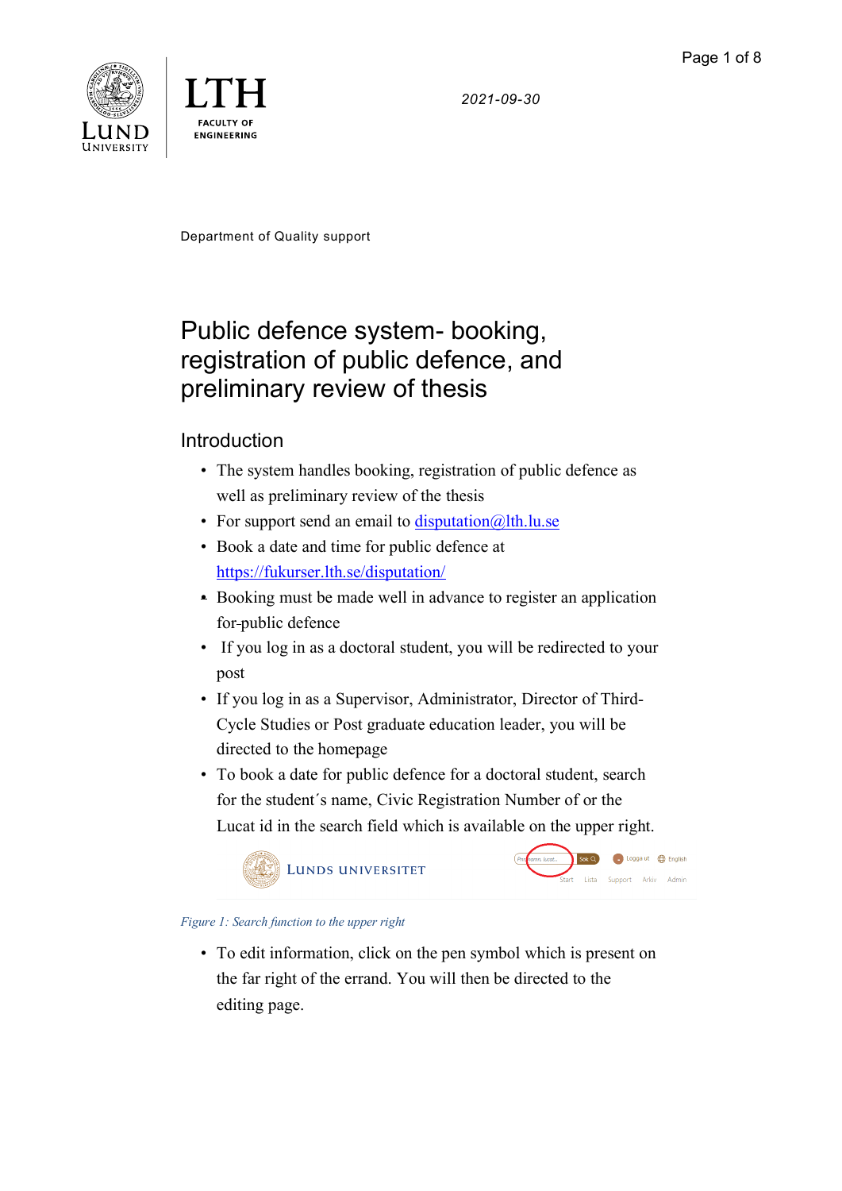2021-09-30

Department of Quality support

# Public defence system- booking, registration of public defence, and preliminary review of thesis

## Introduction

- The system handles booking, registration of public defence as well as preliminary review of the thesis
- For support send an email to [disputation@lth.lu.se](mailto:disputation@lth.lu.se)
- Book a date and time for public defence at [https://fukurser.lth.se/disputation/](https://fukurser.lth.se/disputation/)
- Booking must be made well in advance to register an application for public defence
- If you log in as a doctoral student, you will be redirected to your post
- If you log in as a Supervisor, Administrator, Director of Third-Cycle Studies or Post graduate education leader, you will be directed to the homepage
- To book a date for public defence for a doctoral student, search for the student´s name, Civic Registration Number of or the Lucat id in the search field which is available on the upper right.

*Figure 1: Search function to the upper right*

- To edit information, click on the pen symbol which is present on the far right of the errand. You will then be directed to the editing page.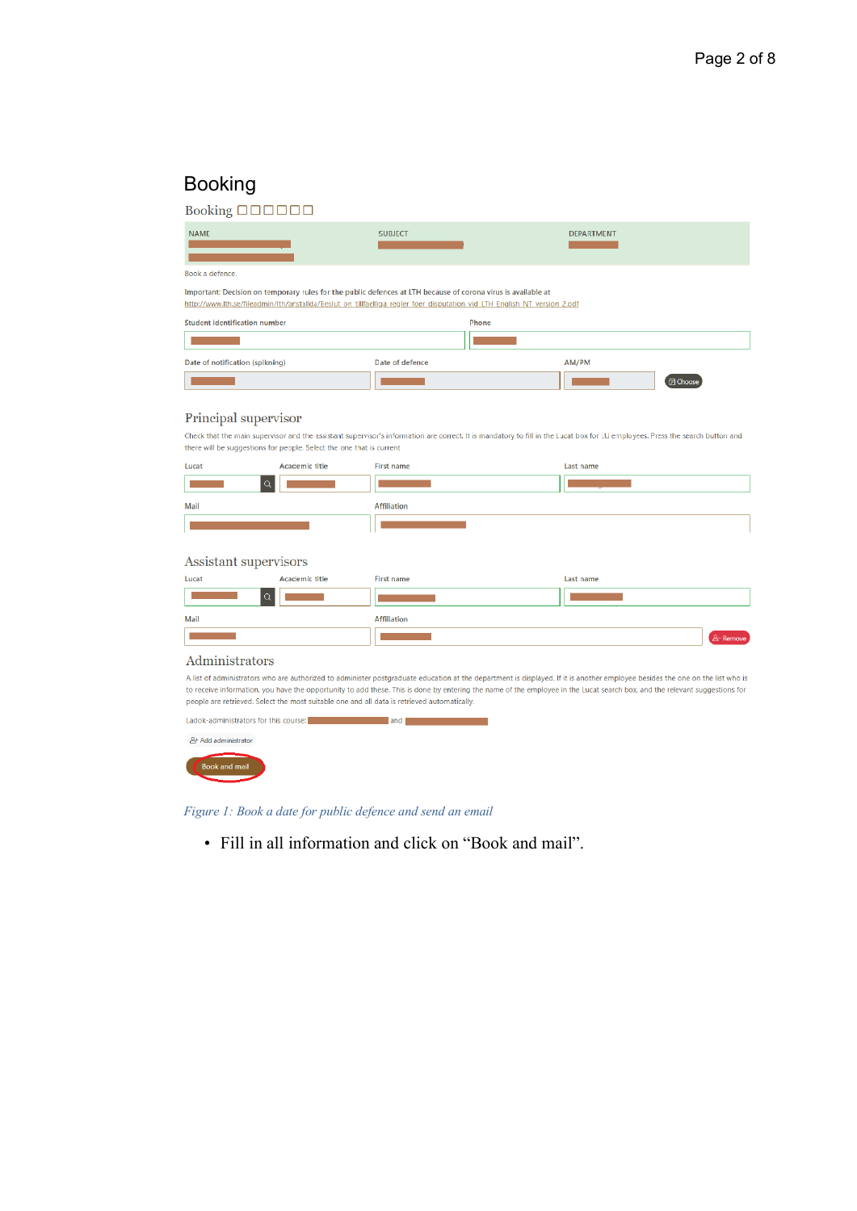## Booking

Booking ☐☐☐☐☐☐

| NAME | SUBJECT | DEPARTMENT |
| --- | --- | --- |
| | | |

Book a defence.

Important: Decision on temporary rules for the public defences at LTH because of corona virus is available at
http://www.lth.se/fileadmin/lth/arstallda/Beslut_om_tillfaelliga_regler_foer_disputation_vid_LTH_English_NT_version_2.pdf

Student identification number

Phone

Date of notification (spikning)

Date of defence

AM/PM

Choose

### Principal supervisor

Check that the main supervisor and the assistant supervisor's information are correct. It is mandatory to fill in the Lucat box for LU employees. Press the search button and there will be suggestions for people. Select the one that is current

Lucat

Academic title

First name

Last name

Mail

Affiliation

### Assistant supervisors

Lucat

Academic title

First name

Last name

Mail

Affiliation

Remove

### Administrators

A list of administrators who are authorized to administer postgraduate education at the department is displayed. If it is another employee besides the one on the list who is to receive information, you have the opportunity to add these. This is done by entering the name of the employee in the Lucat search box, and the relevant suggestions for people are retrieved. Select the most suitable one and all data is retrieved automatically.

Ladok-administrators for this course: and

Add administrator

Book and mail

*Figure 1: Book a date for public defence and send an email*

- Fill in all information and click on "Book and mail".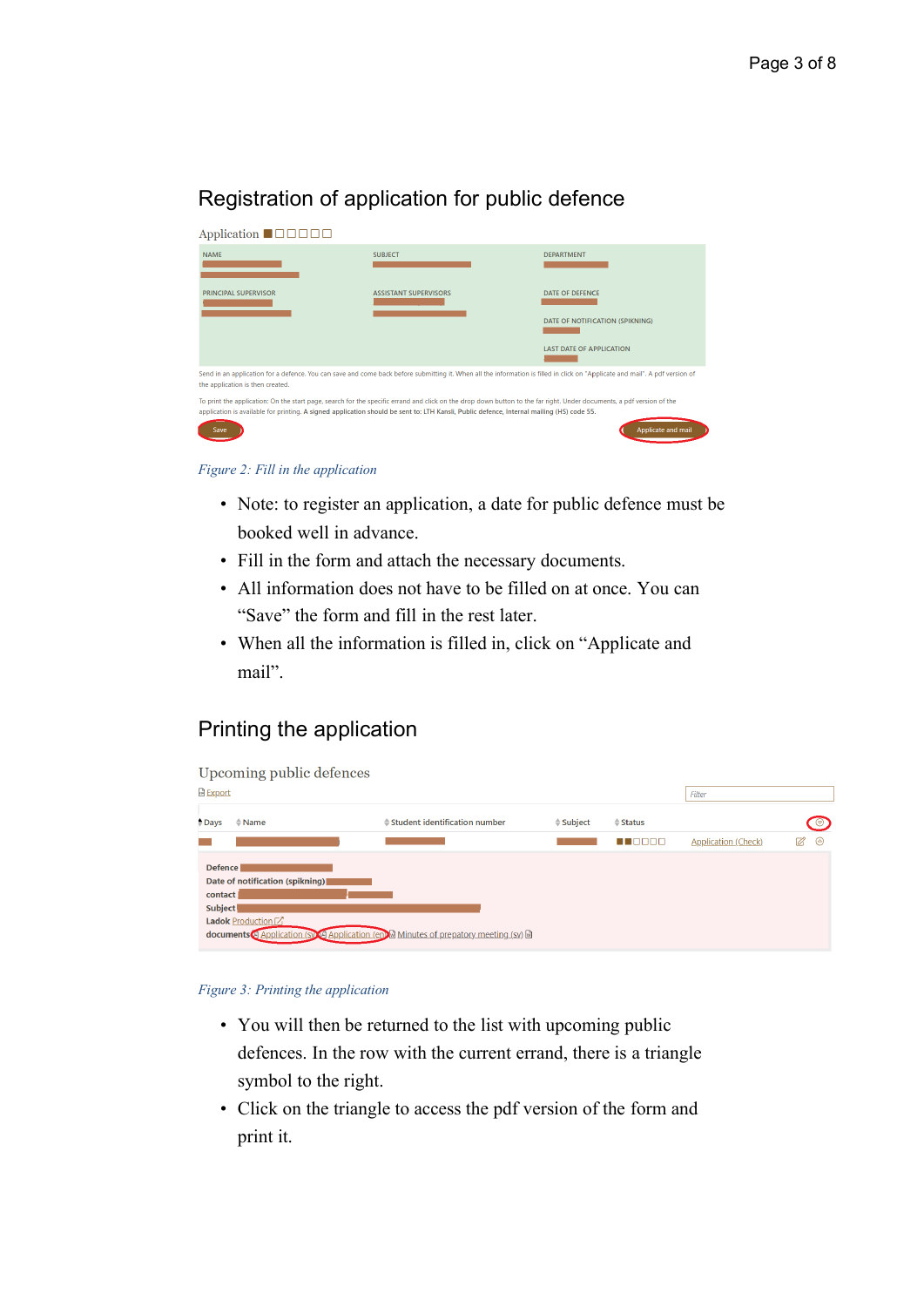## Registration of application for public defence

Application

NAME | SUBJECT | DEPARTMENT

PRINCIPAL SUPERVISOR | ASSISTANT SUPERVISORS | DATE OF DEFENCE

DATE OF NOTIFICATION (SPIKNING)

LAST DATE OF APPLICATION

Send in an application for a defence. You can save and come back before submitting it. When all the information is filled in click on "Applicate and mail". A pdf version of the application is then created.

To print the application: On the start page, search for the specific errand and click on the drop down button to the far right. Under documents, a pdf version of the application is available for printing. **A signed application should be sent to: LTH Kansli, Public defence, Internal mailing (HS) code 55.**

Save | Applicate and mail

*Figure 2: Fill in the application*

- Note: to register an application, a date for public defence must be booked well in advance.
- Fill in the form and attach the necessary documents.
- All information does not have to be filled on at once. You can "Save" the form and fill in the rest later.
- When all the information is filled in, click on "Applicate and mail".

## Printing the application

Upcoming public defences

Export

Filter

| Days | Name | Student identification number | Subject | Status | | |
|---|---|---|---|---|---|---|
| | | | | | Application (Check) | |

**Defence**
**Date of notification (spikning)**
**contact**
**Subject**
**Ladok** Production
**documents** Application (sv) Application (en) Minutes of prepatory meeting (sv)

*Figure 3: Printing the application*

- You will then be returned to the list with upcoming public defences. In the row with the current errand, there is a triangle symbol to the right.
- Click on the triangle to access the pdf version of the form and print it.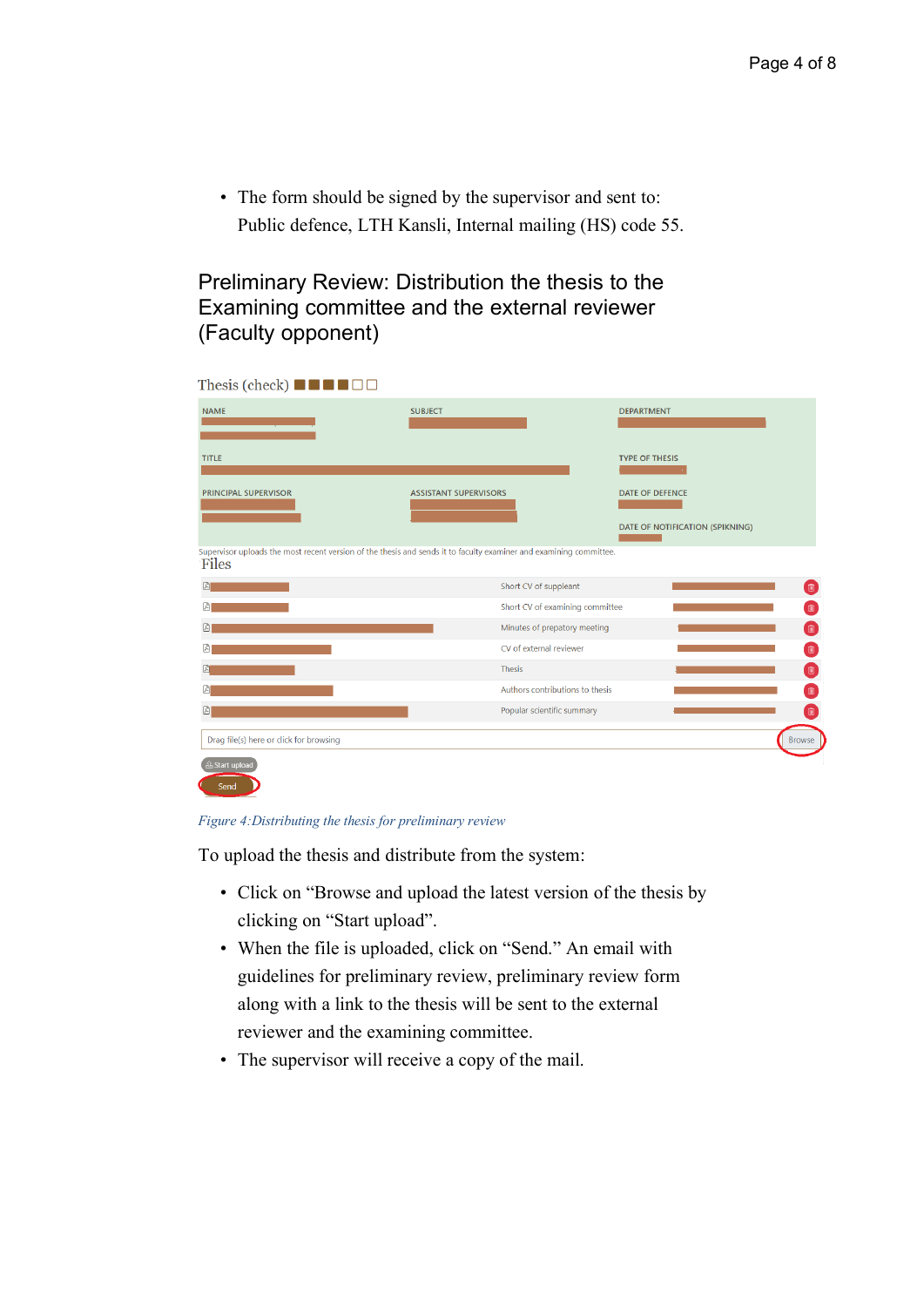- The form should be signed by the supervisor and sent to: Public defence, LTH Kansli, Internal mailing (HS) code 55.

## Preliminary Review: Distribution the thesis to the Examining committee and the external reviewer (Faculty opponent)

*Figure 4:Distributing the thesis for preliminary review*

To upload the thesis and distribute from the system:

- Click on “Browse and upload the latest version of the thesis by clicking on “Start upload”.
- When the file is uploaded, click on “Send.” An email with guidelines for preliminary review, preliminary review form along with a link to the thesis will be sent to the external reviewer and the examining committee.
- The supervisor will receive a copy of the mail.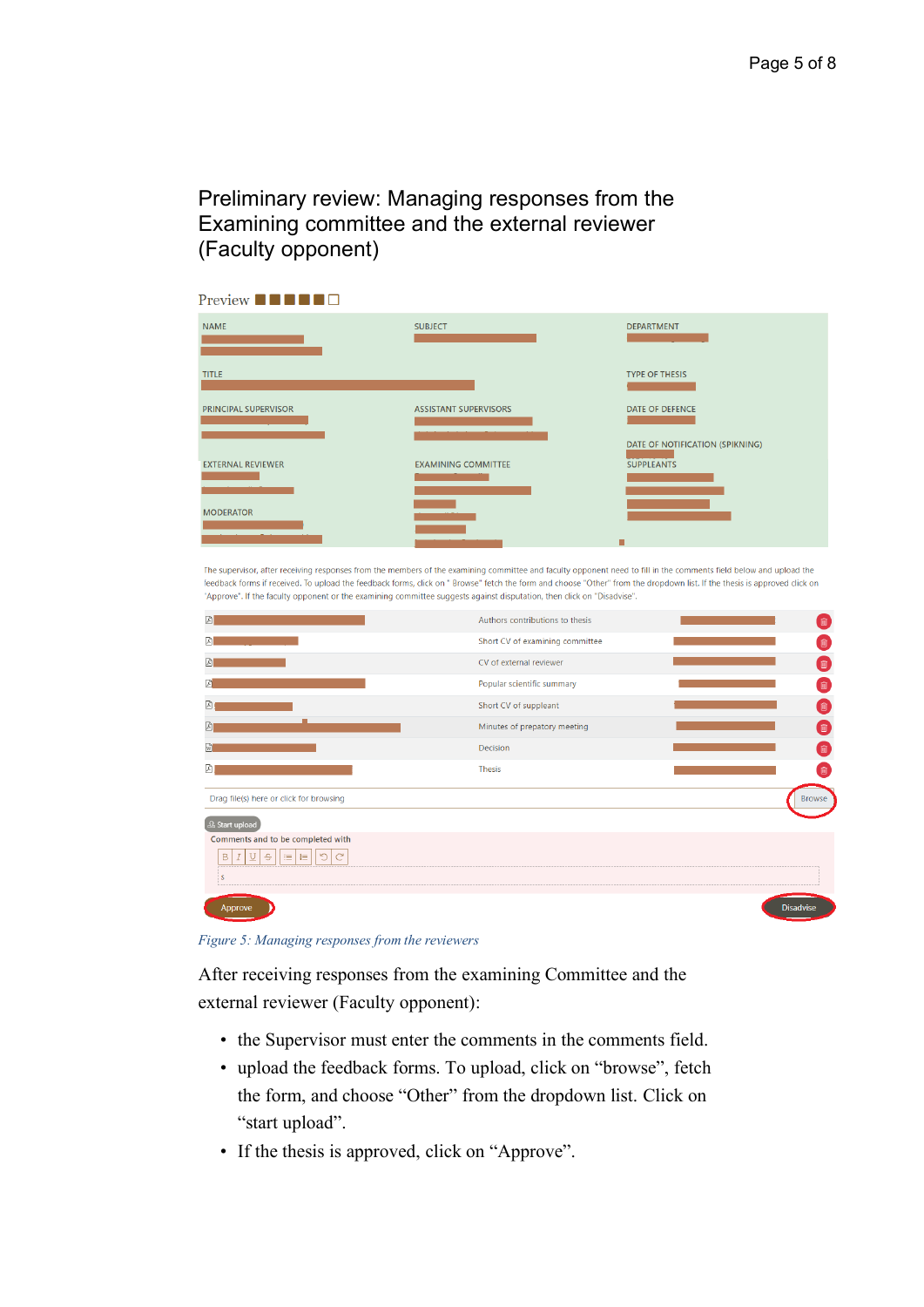## Preliminary review: Managing responses from the Examining committee and the external reviewer (Faculty opponent)

*Figure 5: Managing responses from the reviewers*

After receiving responses from the examining Committee and the external reviewer (Faculty opponent):

- the Supervisor must enter the comments in the comments field.
- upload the feedback forms. To upload, click on “browse”, fetch the form, and choose “Other” from the dropdown list. Click on “start upload”.
- If the thesis is approved, click on “Approve”.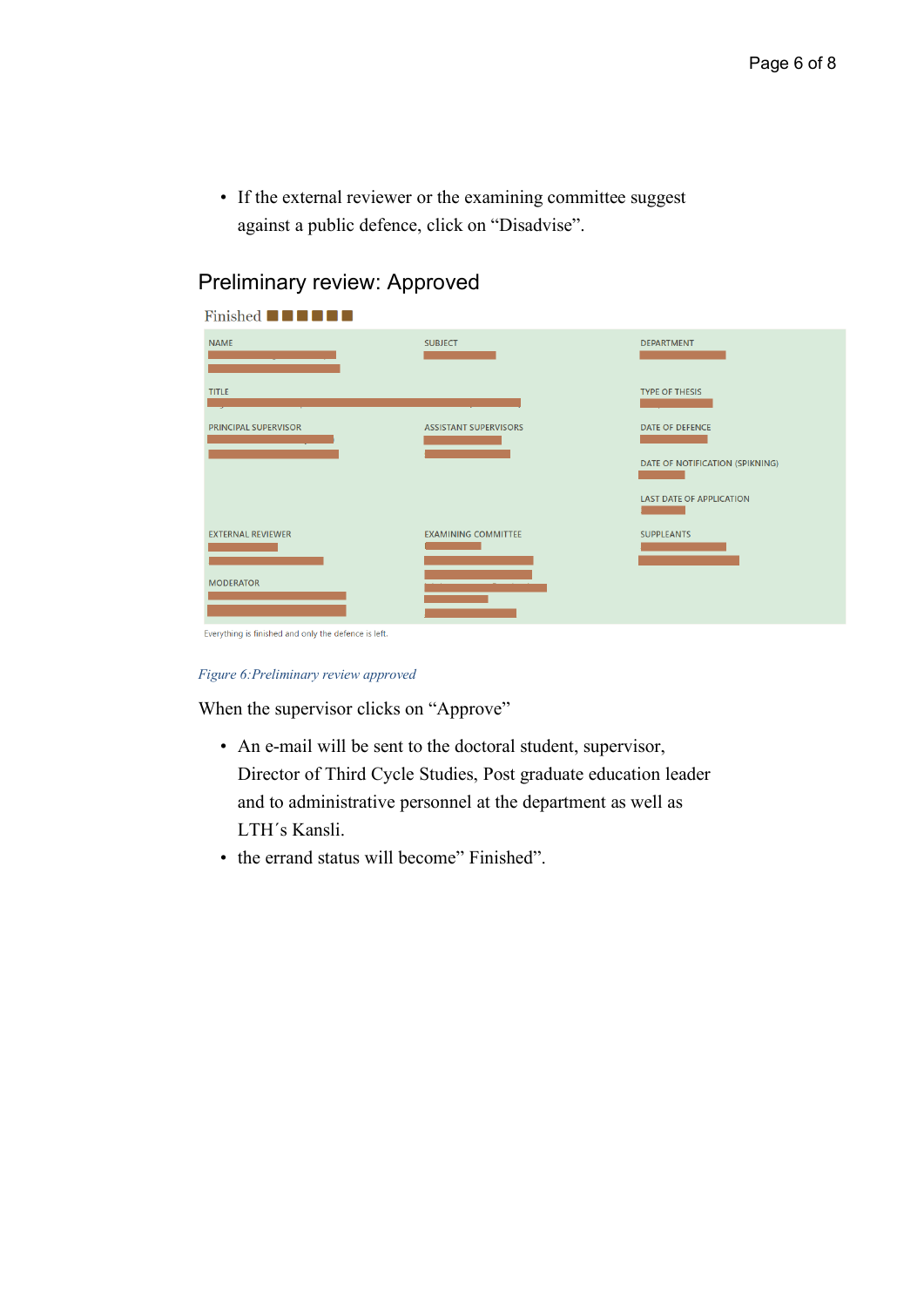- If the external reviewer or the examining committee suggest against a public defence, click on "Disadvise".

## Preliminary review: Approved

Finished

| NAME | SUBJECT | DEPARTMENT |
|---|---|---|
| TITLE | | TYPE OF THESIS |
| PRINCIPAL SUPERVISOR | ASSISTANT SUPERVISORS | DATE OF DEFENCE |
| | | DATE OF NOTIFICATION (SPIKNING) |
| | | LAST DATE OF APPLICATION |
| EXTERNAL REVIEWER | EXAMINING COMMITTEE | SUPPLEANTS |
| MODERATOR | | |

Everything is finished and only the defence is left.

*Figure 6:Preliminary review approved*

When the supervisor clicks on "Approve"

- An e-mail will be sent to the doctoral student, supervisor, Director of Third Cycle Studies, Post graduate education leader and to administrative personnel at the department as well as LTH´s Kansli.
- the errand status will become" Finished".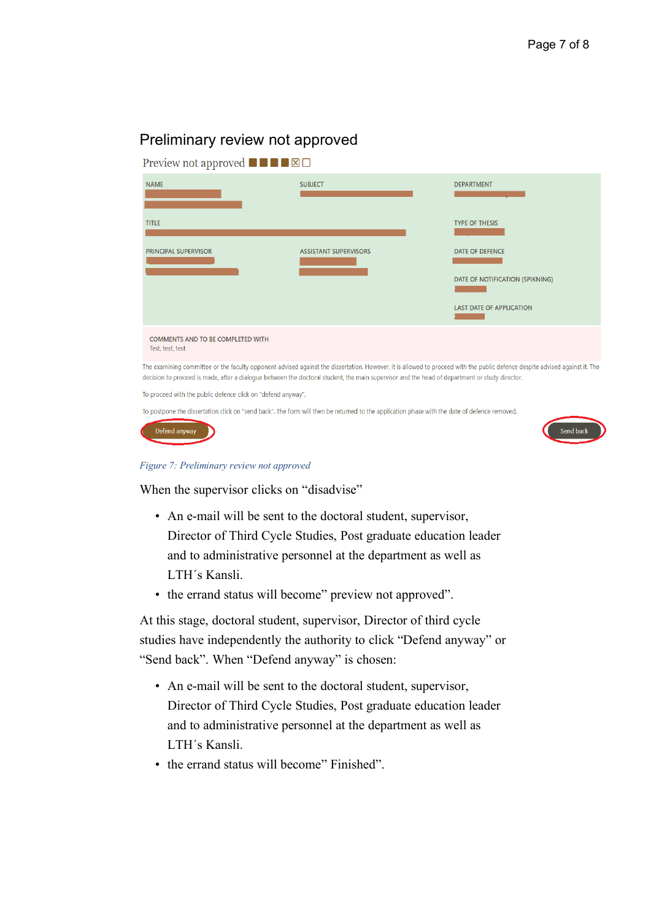## Preliminary review not approved

Preview not approved ■■■■☒☐

| NAME | SUBJECT | DEPARTMENT |
|---|---|---|
| TITLE | | TYPE OF THESIS |
| PRINCIPAL SUPERVISOR | ASSISTANT SUPERVISORS | DATE OF DEFENCE |
| | | DATE OF NOTIFICATION (SPIKNING) |
| | | LAST DATE OF APPLICATION |

COMMENTS AND TO BE COMPLETED WITH

Test, test, test

The examining committee or the faculty opponent advised against the dissertation. However, it is allowed to proceed with the public defence despite advised against it. The decision to proceed is made, after a dialogue between the doctoral student, the main supervisor and the head of department or study director.

To proceed with the public defence click on "defend anyway".

To postpone the dissertation click on "send back". The form will then be returned to the application phase with the date of defence removed.

Defend anyway | Send back

*Figure 7: Preliminary review not approved*

When the supervisor clicks on "disadvise"

- An e-mail will be sent to the doctoral student, supervisor, Director of Third Cycle Studies, Post graduate education leader and to administrative personnel at the department as well as LTH´s Kansli.
- the errand status will become" preview not approved".

At this stage, doctoral student, supervisor, Director of third cycle studies have independently the authority to click "Defend anyway" or "Send back". When "Defend anyway" is chosen:

- An e-mail will be sent to the doctoral student, supervisor, Director of Third Cycle Studies, Post graduate education leader and to administrative personnel at the department as well as LTH´s Kansli.
- the errand status will become" Finished".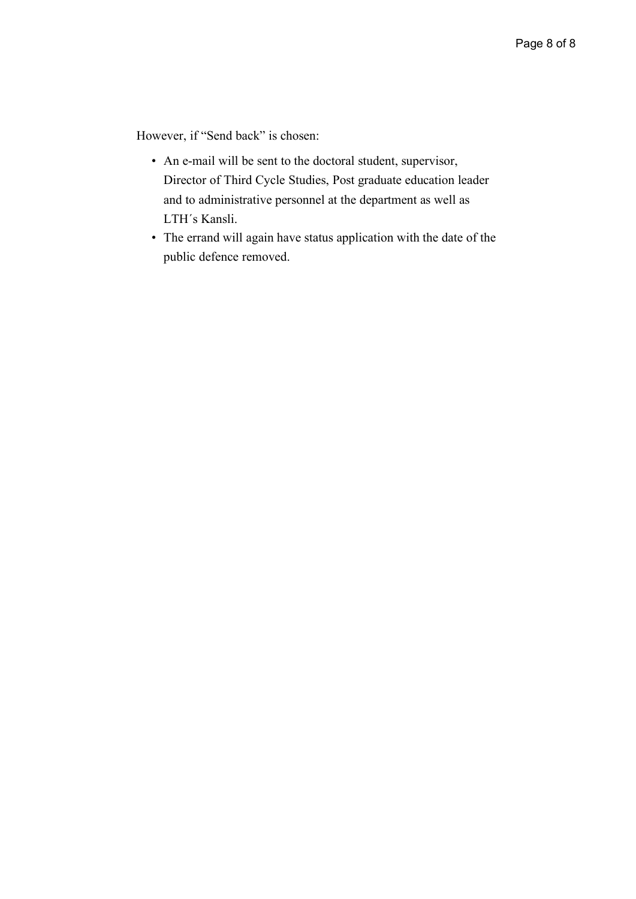However, if “Send back” is chosen:

- An e-mail will be sent to the doctoral student, supervisor, Director of Third Cycle Studies, Post graduate education leader and to administrative personnel at the department as well as LTH´s Kansli.
- The errand will again have status application with the date of the public defence removed.